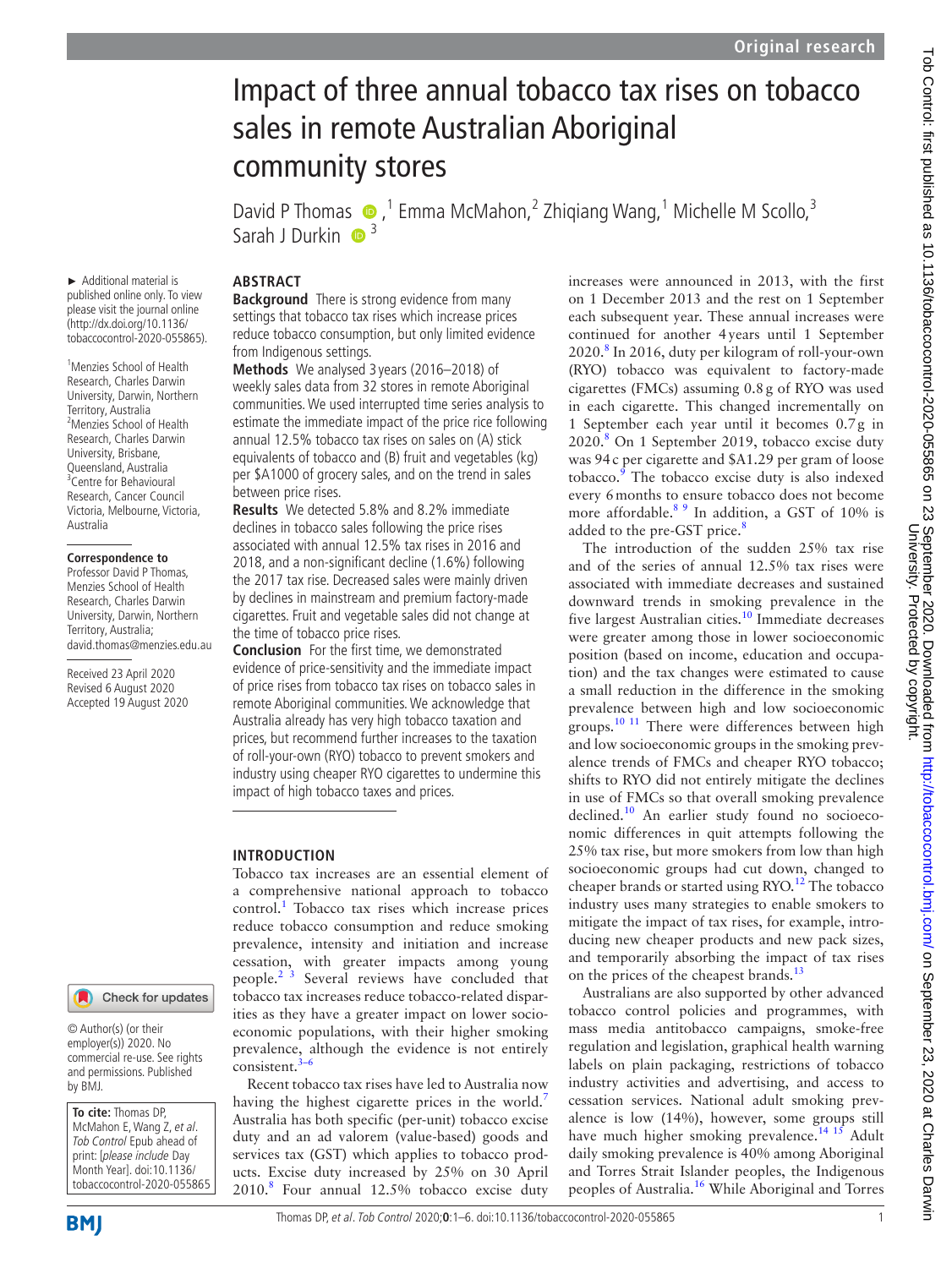# Impact of three annual tobacco tax rises on tobacco sales in remote Australian Aboriginal community stores

David P Thomas,[1] Emma McMahon,[2] Zhiqiang Wang,[1] Michelle M Scollo,[3] Sarah J Durkin[3]

► Additional material is published online only. To view please visit the journal online (http://dx.doi.org/10.1136/tobaccocontrol-2020-055865).

[1]Menzies School of Health Research, Charles Darwin University, Darwin, Northern Territory, Australia
[2]Menzies School of Health Research, Charles Darwin University, Brisbane, Queensland, Australia
[3]Centre for Behavioural Research, Cancer Council Victoria, Melbourne, Victoria, Australia

**Correspondence to**
Professor David P Thomas, Menzies School of Health Research, Charles Darwin University, Darwin, Northern Territory, Australia; david.thomas@menzies.edu.au

Received 23 April 2020
Revised 6 August 2020
Accepted 19 August 2020

© Author(s) (or their employer(s)) 2020. No commercial re-use. See rights and permissions. Published by BMJ.

**To cite:** Thomas DP, McMahon E, Wang Z, *et al*. *Tob Control* Epub ahead of print: [*please include* Day Month Year]. doi:10.1136/tobaccocontrol-2020-055865

## ABSTRACT

**Background** There is strong evidence from many settings that tobacco tax rises which increase prices reduce tobacco consumption, but only limited evidence from Indigenous settings.

**Methods** We analysed 3 years (2016–2018) of weekly sales data from 32 stores in remote Aboriginal communities. We used interrupted time series analysis to estimate the immediate impact of the price rice following annual 12.5% tobacco tax rises on sales on (A) stick equivalents of tobacco and (B) fruit and vegetables (kg) per $A1000 of grocery sales, and on the trend in sales between price rises.

**Results** We detected 5.8% and 8.2% immediate declines in tobacco sales following the price rises associated with annual 12.5% tax rises in 2016 and 2018, and a non-significant decline (1.6%) following the 2017 tax rise. Decreased sales were mainly driven by declines in mainstream and premium factory-made cigarettes. Fruit and vegetable sales did not change at the time of tobacco price rises.

**Conclusion** For the first time, we demonstrated evidence of price-sensitivity and the immediate impact of price rises from tobacco tax rises on tobacco sales in remote Aboriginal communities. We acknowledge that Australia already has very high tobacco taxation and prices, but recommend further increases to the taxation of roll-your-own (RYO) tobacco to prevent smokers and industry using cheaper RYO cigarettes to undermine this impact of high tobacco taxes and prices.

## INTRODUCTION

Tobacco tax increases are an essential element of a comprehensive national approach to tobacco control.[1] Tobacco tax rises which increase prices reduce tobacco consumption and reduce smoking prevalence, intensity and initiation and increase cessation, with greater impacts among young people.[2 3] Several reviews have concluded that tobacco tax increases reduce tobacco-related disparities as they have a greater impact on lower socioeconomic populations, with their higher smoking prevalence, although the evidence is not entirely consistent.[3–6]

Recent tobacco tax rises have led to Australia now having the highest cigarette prices in the world.[7] Australia has both specific (per-unit) tobacco excise duty and an ad valorem (value-based) goods and services tax (GST) which applies to tobacco products. Excise duty increased by 25% on 30 April 2010.[8] Four annual 12.5% tobacco excise duty increases were announced in 2013, with the first on 1 December 2013 and the rest on 1 September each subsequent year. These annual increases were continued for another 4 years until 1 September 2020.[8] In 2016, duty per kilogram of roll-your-own (RYO) tobacco was equivalent to factory-made cigarettes (FMCs) assuming 0.8 g of RYO was used in each cigarette. This changed incrementally on 1 September each year until it becomes 0.7 g in 2020.[8] On 1 September 2019, tobacco excise duty was 94 c per cigarette and $A1.29 per gram of loose tobacco.[9] The tobacco excise duty is also indexed every 6 months to ensure tobacco does not become more affordable.[8 9] In addition, a GST of 10% is added to the pre-GST price.[8]

The introduction of the sudden 25% tax rise and of the series of annual 12.5% tax rises were associated with immediate decreases and sustained downward trends in smoking prevalence in the five largest Australian cities.[10] Immediate decreases were greater among those in lower socioeconomic position (based on income, education and occupation) and the tax changes were estimated to cause a small reduction in the difference in the smoking prevalence between high and low socioeconomic groups.[10 11] There were differences between high and low socioeconomic groups in the smoking prevalence trends of FMCs and cheaper RYO tobacco; shifts to RYO did not entirely mitigate the declines in use of FMCs so that overall smoking prevalence declined.[10] An earlier study found no socioeconomic differences in quit attempts following the 25% tax rise, but more smokers from low than high socioeconomic groups had cut down, changed to cheaper brands or started using RYO.[12] The tobacco industry uses many strategies to enable smokers to mitigate the impact of tax rises, for example, introducing new cheaper products and new pack sizes, and temporarily absorbing the impact of tax rises on the prices of the cheapest brands.[13]

Australians are also supported by other advanced tobacco control policies and programmes, with mass media antitobacco campaigns, smoke-free regulation and legislation, graphical health warning labels on plain packaging, restrictions of tobacco industry activities and advertising, and access to cessation services. National adult smoking prevalence is low (14%), however, some groups still have much higher smoking prevalence.[14 15] Adult daily smoking prevalence is 40% among Aboriginal and Torres Strait Islander peoples, the Indigenous peoples of Australia.[16] While Aboriginal and Torres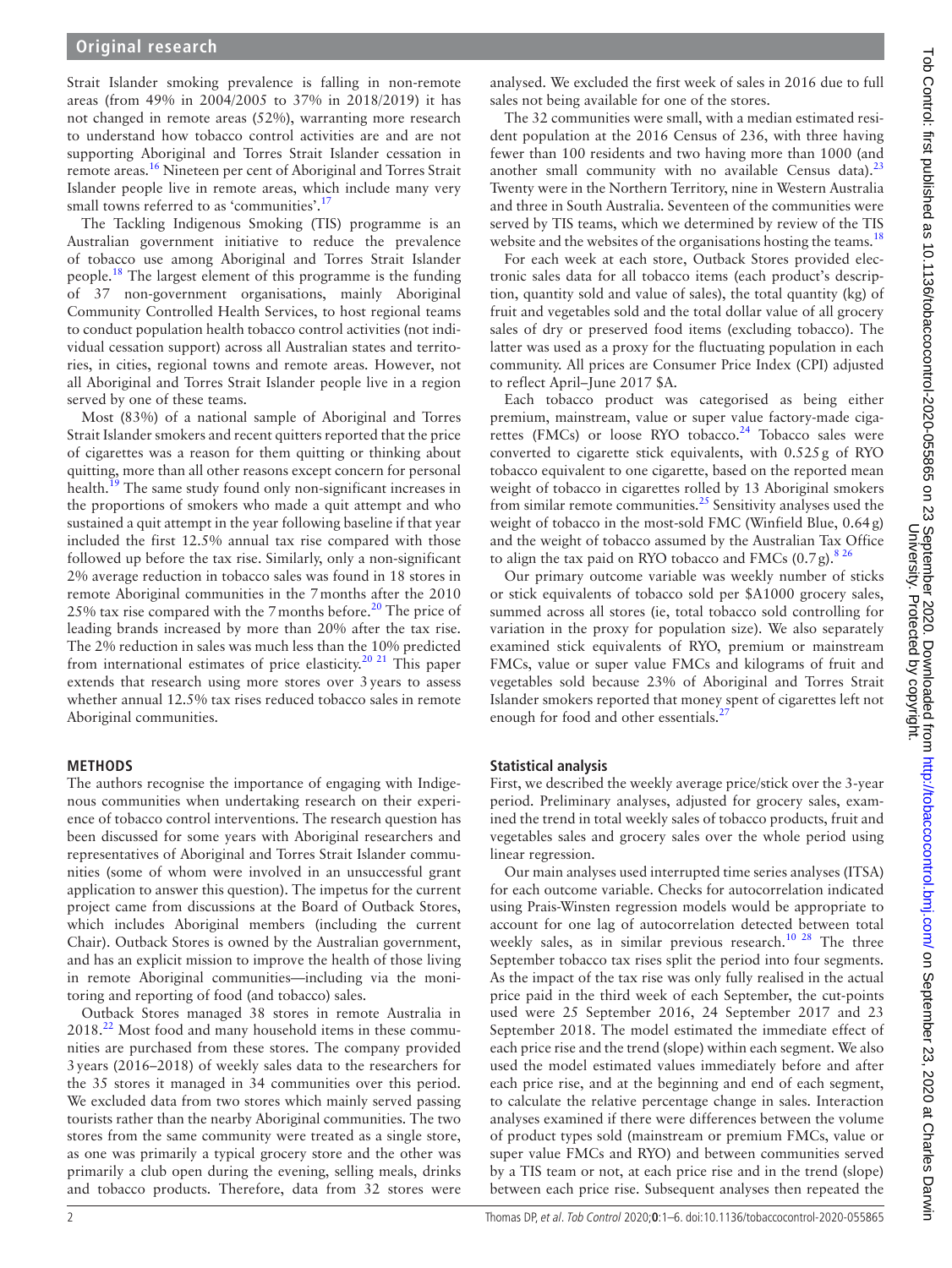Strait Islander smoking prevalence is falling in non-remote areas (from 49% in 2004/2005 to 37% in 2018/2019) it has not changed in remote areas (52%), warranting more research to understand how tobacco control activities are and are not supporting Aboriginal and Torres Strait Islander cessation in remote areas.[16] Nineteen per cent of Aboriginal and Torres Strait Islander people live in remote areas, which include many very small towns referred to as 'communities'.[17]

The Tackling Indigenous Smoking (TIS) programme is an Australian government initiative to reduce the prevalence of tobacco use among Aboriginal and Torres Strait Islander people.[18] The largest element of this programme is the funding of 37 non-government organisations, mainly Aboriginal Community Controlled Health Services, to host regional teams to conduct population health tobacco control activities (not individual cessation support) across all Australian states and territories, in cities, regional towns and remote areas. However, not all Aboriginal and Torres Strait Islander people live in a region served by one of these teams.

Most (83%) of a national sample of Aboriginal and Torres Strait Islander smokers and recent quitters reported that the price of cigarettes was a reason for them quitting or thinking about quitting, more than all other reasons except concern for personal health.[19] The same study found only non-significant increases in the proportions of smokers who made a quit attempt and who sustained a quit attempt in the year following baseline if that year included the first 12.5% annual tax rise compared with those followed up before the tax rise. Similarly, only a non-significant 2% average reduction in tobacco sales was found in 18 stores in remote Aboriginal communities in the 7 months after the 2010 25% tax rise compared with the 7 months before.[20] The price of leading brands increased by more than 20% after the tax rise. The 2% reduction in sales was much less than the 10% predicted from international estimates of price elasticity.[20 21] This paper extends that research using more stores over 3 years to assess whether annual 12.5% tax rises reduced tobacco sales in remote Aboriginal communities.

## METHODS

The authors recognise the importance of engaging with Indigenous communities when undertaking research on their experience of tobacco control interventions. The research question has been discussed for some years with Aboriginal researchers and representatives of Aboriginal and Torres Strait Islander communities (some of whom were involved in an unsuccessful grant application to answer this question). The impetus for the current project came from discussions at the Board of Outback Stores, which includes Aboriginal members (including the current Chair). Outback Stores is owned by the Australian government, and has an explicit mission to improve the health of those living in remote Aboriginal communities—including via the monitoring and reporting of food (and tobacco) sales.

Outback Stores managed 38 stores in remote Australia in 2018.[22] Most food and many household items in these communities are purchased from these stores. The company provided 3 years (2016–2018) of weekly sales data to the researchers for the 35 stores it managed in 34 communities over this period. We excluded data from two stores which mainly served passing tourists rather than the nearby Aboriginal communities. The two stores from the same community were treated as a single store, as one was primarily a typical grocery store and the other was primarily a club open during the evening, selling meals, drinks and tobacco products. Therefore, data from 32 stores were analysed. We excluded the first week of sales in 2016 due to full sales not being available for one of the stores.

The 32 communities were small, with a median estimated resident population at the 2016 Census of 236, with three having fewer than 100 residents and two having more than 1000 (and another small community with no available Census data).[23] Twenty were in the Northern Territory, nine in Western Australia and three in South Australia. Seventeen of the communities were served by TIS teams, which we determined by review of the TIS website and the websites of the organisations hosting the teams.[18]

For each week at each store, Outback Stores provided electronic sales data for all tobacco items (each product's description, quantity sold and value of sales), the total quantity (kg) of fruit and vegetables sold and the total dollar value of all grocery sales of dry or preserved food items (excluding tobacco). The latter was used as a proxy for the fluctuating population in each community. All prices are Consumer Price Index (CPI) adjusted to reflect April–June 2017 $A.

Each tobacco product was categorised as being either premium, mainstream, value or super value factory-made cigarettes (FMCs) or loose RYO tobacco.[24] Tobacco sales were converted to cigarette stick equivalents, with 0.525 g of RYO tobacco equivalent to one cigarette, based on the reported mean weight of tobacco in cigarettes rolled by 13 Aboriginal smokers from similar remote communities.[25] Sensitivity analyses used the weight of tobacco in the most-sold FMC (Winfield Blue, 0.64 g) and the weight of tobacco assumed by the Australian Tax Office to align the tax paid on RYO tobacco and FMCs (0.7 g).[8 26]

Our primary outcome variable was weekly number of sticks or stick equivalents of tobacco sold per $A1000 grocery sales, summed across all stores (ie, total tobacco sold controlling for variation in the proxy for population size). We also separately examined stick equivalents of RYO, premium or mainstream FMCs, value or super value FMCs and kilograms of fruit and vegetables sold because 23% of Aboriginal and Torres Strait Islander smokers reported that money spent of cigarettes left not enough for food and other essentials.[27]

### Statistical analysis

First, we described the weekly average price/stick over the 3-year period. Preliminary analyses, adjusted for grocery sales, examined the trend in total weekly sales of tobacco products, fruit and vegetables sales and grocery sales over the whole period using linear regression.

Our main analyses used interrupted time series analyses (ITSA) for each outcome variable. Checks for autocorrelation indicated using Prais-Winsten regression models would be appropriate to account for one lag of autocorrelation detected between total weekly sales, as in similar previous research.[10 28] The three September tobacco tax rises split the period into four segments. As the impact of the tax rise was only fully realised in the actual price paid in the third week of each September, the cut-points used were 25 September 2016, 24 September 2017 and 23 September 2018. The model estimated the immediate effect of each price rise and the trend (slope) within each segment. We also used the model estimated values immediately before and after each price rise, and at the beginning and end of each segment, to calculate the relative percentage change in sales. Interaction analyses examined if there were differences between the volume of product types sold (mainstream or premium FMCs, value or super value FMCs and RYO) and between communities served by a TIS team or not, at each price rise and in the trend (slope) between each price rise. Subsequent analyses then repeated the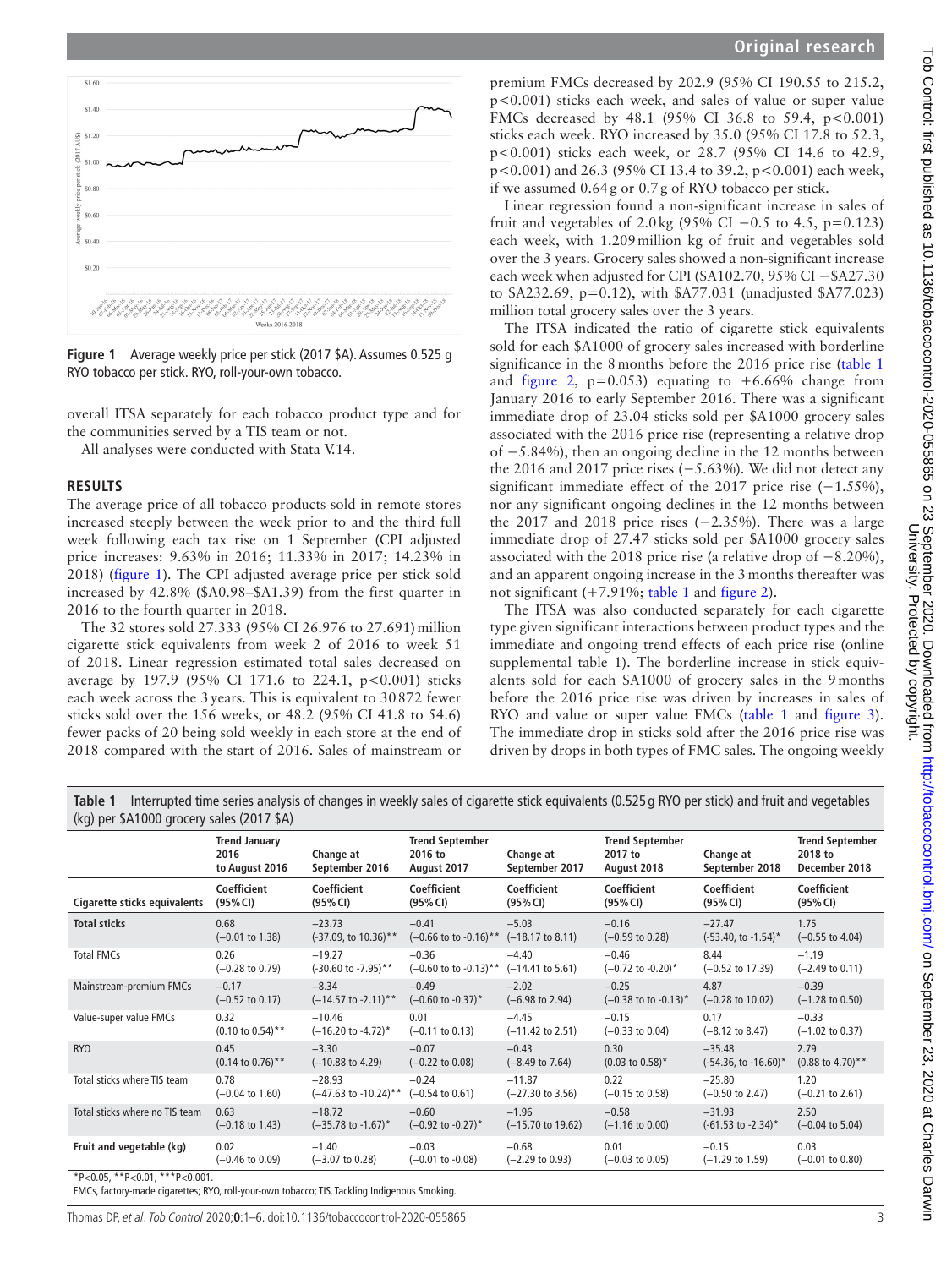Figure 1 Average weekly price per stick (2017 $A). Assumes 0.525 g RYO tobacco per stick. RYO, roll-your-own tobacco.

overall ITSA separately for each tobacco product type and for the communities served by a TIS team or not.

All analyses were conducted with Stata V.14.

## RESULTS

The average price of all tobacco products sold in remote stores increased steeply between the week prior to and the third full week following each tax rise on 1 September (CPI adjusted price increases: 9.63% in 2016; 11.33% in 2017; 14.23% in 2018) (figure 1). The CPI adjusted average price per stick sold increased by 42.8% ($A0.98–$A1.39) from the first quarter in 2016 to the fourth quarter in 2018.

The 32 stores sold 27.333 (95% CI 26.976 to 27.691) million cigarette stick equivalents from week 2 of 2016 to week 51 of 2018. Linear regression estimated total sales decreased on average by 197.9 (95% CI 171.6 to 224.1, p<0.001) sticks each week across the 3 years. This is equivalent to 30 872 fewer sticks sold over the 156 weeks, or 48.2 (95% CI 41.8 to 54.6) fewer packs of 20 being sold weekly in each store at the end of 2018 compared with the start of 2016. Sales of mainstream or premium FMCs decreased by 202.9 (95% CI 190.55 to 215.2, p<0.001) sticks each week, and sales of value or super value FMCs decreased by 48.1 (95% CI 36.8 to 59.4, p<0.001) sticks each week. RYO increased by 35.0 (95% CI 17.8 to 52.3, p<0.001) sticks each week, or 28.7 (95% CI 14.6 to 42.9, p<0.001) and 26.3 (95% CI 13.4 to 39.2, p<0.001) each week, if we assumed 0.64 g or 0.7 g of RYO tobacco per stick.

Linear regression found a non-significant increase in sales of fruit and vegetables of 2.0 kg (95% CI −0.5 to 4.5, p=0.123) each week, with 1.209 million kg of fruit and vegetables sold over the 3 years. Grocery sales showed a non-significant increase each week when adjusted for CPI ($A102.70, 95% CI −$A27.30 to $A232.69, p=0.12), with $A77.031 (unadjusted $A77.023) million total grocery sales over the 3 years.

The ITSA indicated the ratio of cigarette stick equivalents sold for each $A1000 of grocery sales increased with borderline significance in the 8 months before the 2016 price rise (table 1 and figure 2, p=0.053) equating to +6.66% change from January 2016 to early September 2016. There was a significant immediate drop of 23.04 sticks sold per $A1000 grocery sales associated with the 2016 price rise (representing a relative drop of −5.84%), then an ongoing decline in the 12 months between the 2016 and 2017 price rises (−5.63%). We did not detect any significant immediate effect of the 2017 price rise (−1.55%), nor any significant ongoing declines in the 12 months between the 2017 and 2018 price rises (−2.35%). There was a large immediate drop of 27.47 sticks sold per $A1000 grocery sales associated with the 2018 price rise (a relative drop of −8.20%), and an apparent ongoing increase in the 3 months thereafter was not significant (+7.91%; table 1 and figure 2).

The ITSA was also conducted separately for each cigarette type given significant interactions between product types and the immediate and ongoing trend effects of each price rise (online supplemental table 1). The borderline increase in stick equivalents sold for each $A1000 of grocery sales in the 9 months before the 2016 price rise was driven by increases in sales of RYO and value or super value FMCs (table 1 and figure 3). The immediate drop in sticks sold after the 2016 price rise was driven by drops in both types of FMC sales. The ongoing weekly

**Table 1** Interrupted time series analysis of changes in weekly sales of cigarette stick equivalents (0.525 g RYO per stick) and fruit and vegetables (kg) per $A1000 grocery sales (2017 $A)

| | Trend January 2016 to August 2016 | Change at September 2016 | Trend September 2016 to August 2017 | Change at September 2017 | Trend September 2017 to August 2018 | Change at September 2018 | Trend September 2018 to December 2018 |
|---|---|---|---|---|---|---|---|
| **Cigarette sticks equivalents** | **Coefficient (95% CI)** | **Coefficient (95% CI)** | **Coefficient (95% CI)** | **Coefficient (95% CI)** | **Coefficient (95% CI)** | **Coefficient (95% CI)** | **Coefficient (95% CI)** |
| **Total sticks** | 0.68 (−0.01 to 1.38) | −23.73 (-37.09, to 10.36)** | −0.41 (−0.66 to to -0.16)** | −5.03 (−18.17 to 8.11) | −0.16 (−0.59 to 0.28) | −27.47 (-53.40, to -1.54)* | 1.75 (−0.55 to 4.04) |
| Total FMCs | 0.26 (−0.28 to 0.79) | −19.27 (-30.60 to -7.95)** | −0.36 (−0.60 to to -0.13)** | −4.40 (−14.41 to 5.61) | −0.46 (−0.72 to -0.20)* | 8.44 (−0.52 to 17.39) | −1.19 (−2.49 to 0.11) |
| Mainstream-premium FMCs | −0.17 (−0.52 to 0.17) | −8.34 (−14.57 to -2.11)** | −0.49 (−0.60 to -0.37)* | −2.02 (−6.98 to 2.94) | −0.25 (−0.38 to to -0.13)* | 4.87 (−0.28 to 10.02) | −0.39 (−1.28 to 0.50) |
| Value-super value FMCs | 0.32 (0.10 to 0.54)** | −10.46 (−16.20 to -4.72)* | 0.01 (−0.11 to 0.13) | −4.45 (−11.42 to 2.51) | −0.15 (−0.33 to 0.04) | 0.17 (−8.12 to 8.47) | −0.33 (−1.02 to 0.37) |
| RYO | 0.45 (0.14 to 0.76)** | −3.30 (−10.88 to 4.29) | −0.07 (−0.22 to 0.08) | −0.43 (−8.49 to 7.64) | 0.30 (0.03 to 0.58)* | −35.48 (-54.36, to -16.60)* | 2.79 (0.88 to 4.70)** |
| Total sticks where TIS team | 0.78 (−0.04 to 1.60) | −28.93 (−47.63 to -10.24)** | −0.24 (−0.54 to 0.61) | −11.87 (−27.30 to 3.56) | 0.22 (−0.15 to 0.58) | −25.80 (−0.50 to 2.47) | 1.20 (−0.21 to 2.61) |
| Total sticks where no TIS team | 0.63 (−0.18 to 1.43) | −18.72 (−35.78 to -1.67)* | −0.60 (−0.92 to -0.27)* | −1.96 (−15.70 to 19.62) | −0.58 (−1.16 to 0.00) | −31.93 (-61.53 to -2.34)* | 2.50 (−0.04 to 5.04) |
| **Fruit and vegetable (kg)** | 0.02 (−0.46 to 0.09) | −1.40 (−3.07 to 0.28) | −0.03 (−0.01 to -0.08) | −0.68 (−2.29 to 0.93) | 0.01 (−0.03 to 0.05) | −0.15 (−1.29 to 1.59) | 0.03 (−0.01 to 0.80) |

*P<0.05, **P<0.01, ***P<0.001.

FMCs, factory-made cigarettes; RYO, roll-your-own tobacco; TIS, Tackling Indigenous Smoking.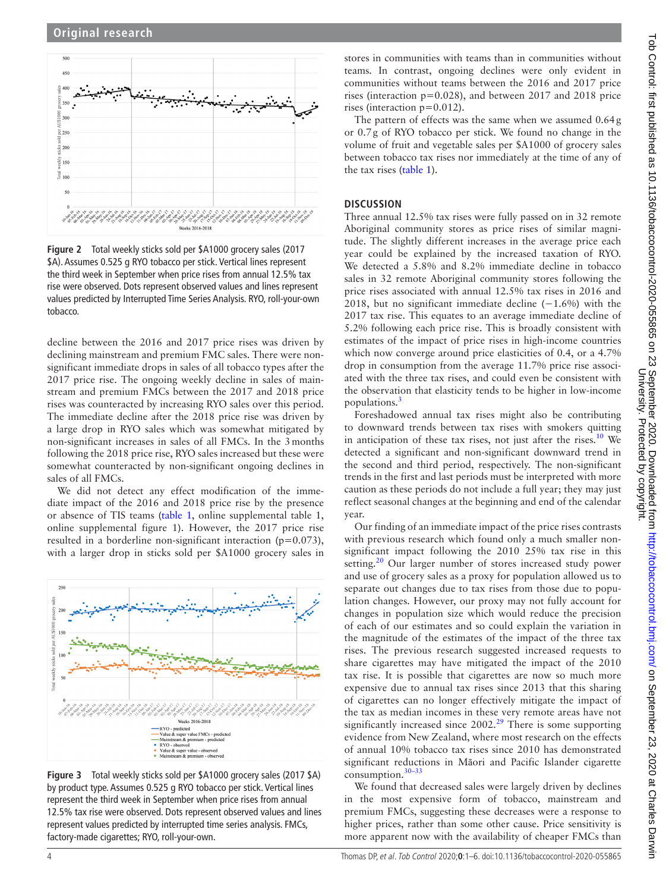Figure 2 Total weekly sticks sold per $A1000 grocery sales (2017 $A). Assumes 0.525 g RYO tobacco per stick. Vertical lines represent the third week in September when price rises from annual 12.5% tax rise were observed. Dots represent observed values and lines represent values predicted by Interrupted Time Series Analysis. RYO, roll-your-own tobacco.

decline between the 2016 and 2017 price rises was driven by declining mainstream and premium FMC sales. There were non-significant immediate drops in sales of all tobacco types after the 2017 price rise. The ongoing weekly decline in sales of mainstream and premium FMCs between the 2017 and 2018 price rises was counteracted by increasing RYO sales over this period. The immediate decline after the 2018 price rise was driven by a large drop in RYO sales which was somewhat mitigated by non-significant increases in sales of all FMCs. In the 3 months following the 2018 price rise, RYO sales increased but these were somewhat counteracted by non-significant ongoing declines in sales of all FMCs.

We did not detect any effect modification of the immediate impact of the 2016 and 2018 price rise by the presence or absence of TIS teams (table 1, online supplemental table 1, online supplemental figure 1). However, the 2017 price rise resulted in a borderline non-significant interaction ($p=0.073$), with a larger drop in sticks sold per $A1000 grocery sales in

Figure 3 Total weekly sticks sold per $A1000 grocery sales (2017 $A) by product type. Assumes 0.525 g RYO tobacco per stick. Vertical lines represent the third week in September when price rises from annual 12.5% tax rise were observed. Dots represent observed values and lines represent values predicted by interrupted time series analysis. FMCs, factory-made cigarettes; RYO, roll-your-own.

stores in communities with teams than in communities without teams. In contrast, ongoing declines were only evident in communities without teams between the 2016 and 2017 price rises (interaction $p=0.028$), and between 2017 and 2018 price rises (interaction $p=0.012$).

The pattern of effects was the same when we assumed 0.64 g or 0.7 g of RYO tobacco per stick. We found no change in the volume of fruit and vegetable sales per $A1000 of grocery sales between tobacco tax rises nor immediately at the time of any of the tax rises (table 1).

## DISCUSSION

Three annual 12.5% tax rises were fully passed on in 32 remote Aboriginal community stores as price rises of similar magnitude. The slightly different increases in the average price each year could be explained by the increased taxation of RYO. We detected a 5.8% and 8.2% immediate decline in tobacco sales in 32 remote Aboriginal community stores following the price rises associated with annual 12.5% tax rises in 2016 and 2018, but no significant immediate decline (−1.6%) with the 2017 tax rise. This equates to an average immediate decline of 5.2% following each price rise. This is broadly consistent with estimates of the impact of price rises in high-income countries which now converge around price elasticities of 0.4, or a 4.7% drop in consumption from the average 11.7% price rise associated with the three tax rises, and could even be consistent with the observation that elasticity tends to be higher in low-income populations.[3]

Foreshadowed annual tax rises might also be contributing to downward trends between tax rises with smokers quitting in anticipation of these tax rises, not just after the rises.[10] We detected a significant and non-significant downward trend in the second and third period, respectively. The non-significant trends in the first and last periods must be interpreted with more caution as these periods do not include a full year; they may just reflect seasonal changes at the beginning and end of the calendar year.

Our finding of an immediate impact of the price rises contrasts with previous research which found only a much smaller non-significant impact following the 2010 25% tax rise in this setting.[20] Our larger number of stores increased study power and use of grocery sales as a proxy for population allowed us to separate out changes due to tax rises from those due to population changes. However, our proxy may not fully account for changes in population size which would reduce the precision of each of our estimates and so could explain the variation in the magnitude of the estimates of the impact of the three tax rises. The previous research suggested increased requests to share cigarettes may have mitigated the impact of the 2010 tax rise. It is possible that cigarettes are now so much more expensive due to annual tax rises since 2013 that this sharing of cigarettes can no longer effectively mitigate the impact of the tax as median incomes in these very remote areas have not significantly increased since 2002.[29] There is some supporting evidence from New Zealand, where most research on the effects of annual 10% tobacco tax rises since 2010 has demonstrated significant reductions in Māori and Pacific Islander cigarette consumption.[30–33]

We found that decreased sales were largely driven by declines in the most expensive form of tobacco, mainstream and premium FMCs, suggesting these decreases were a response to higher prices, rather than some other cause. Price sensitivity is more apparent now with the availability of cheaper FMCs than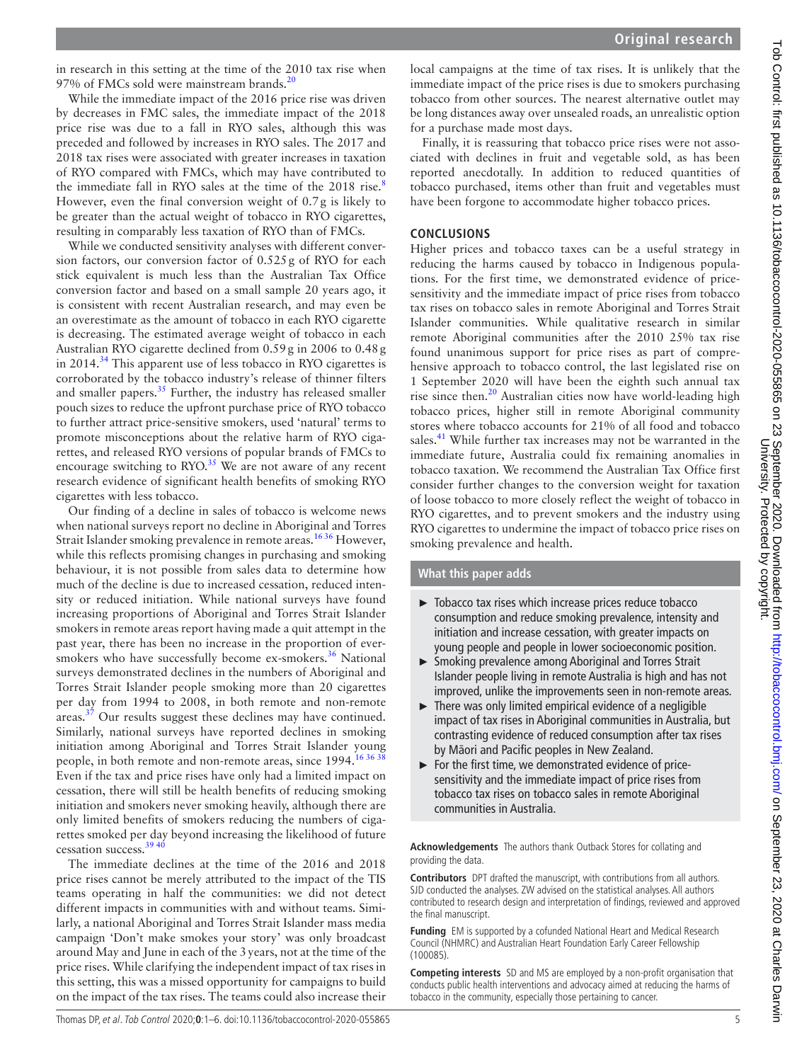in research in this setting at the time of the 2010 tax rise when 97% of FMCs sold were mainstream brands.[20]

While the immediate impact of the 2016 price rise was driven by decreases in FMC sales, the immediate impact of the 2018 price rise was due to a fall in RYO sales, although this was preceded and followed by increases in RYO sales. The 2017 and 2018 tax rises were associated with greater increases in taxation of RYO compared with FMCs, which may have contributed to the immediate fall in RYO sales at the time of the 2018 rise.[8] However, even the final conversion weight of 0.7 g is likely to be greater than the actual weight of tobacco in RYO cigarettes, resulting in comparably less taxation of RYO than of FMCs.

While we conducted sensitivity analyses with different conversion factors, our conversion factor of 0.525 g of RYO for each stick equivalent is much less than the Australian Tax Office conversion factor and based on a small sample 20 years ago, it is consistent with recent Australian research, and may even be an overestimate as the amount of tobacco in each RYO cigarette is decreasing. The estimated average weight of tobacco in each Australian RYO cigarette declined from 0.59 g in 2006 to 0.48 g in 2014.[34] This apparent use of less tobacco in RYO cigarettes is corroborated by the tobacco industry's release of thinner filters and smaller papers.[35] Further, the industry has released smaller pouch sizes to reduce the upfront purchase price of RYO tobacco to further attract price-sensitive smokers, used 'natural' terms to promote misconceptions about the relative harm of RYO cigarettes, and released RYO versions of popular brands of FMCs to encourage switching to RYO.[35] We are not aware of any recent research evidence of significant health benefits of smoking RYO cigarettes with less tobacco.

Our finding of a decline in sales of tobacco is welcome news when national surveys report no decline in Aboriginal and Torres Strait Islander smoking prevalence in remote areas.[16,36] However, while this reflects promising changes in purchasing and smoking behaviour, it is not possible from sales data to determine how much of the decline is due to increased cessation, reduced intensity or reduced initiation. While national surveys have found increasing proportions of Aboriginal and Torres Strait Islander smokers in remote areas report having made a quit attempt in the past year, there has been no increase in the proportion of ever-smokers who have successfully become ex-smokers.[36] National surveys demonstrated declines in the numbers of Aboriginal and Torres Strait Islander people smoking more than 20 cigarettes per day from 1994 to 2008, in both remote and non-remote areas.[37] Our results suggest these declines may have continued. Similarly, national surveys have reported declines in smoking initiation among Aboriginal and Torres Strait Islander young people, in both remote and non-remote areas, since 1994.[16,36,38] Even if the tax and price rises have only had a limited impact on cessation, there will still be health benefits of reducing smoking initiation and smokers never smoking heavily, although there are only limited benefits of smokers reducing the numbers of cigarettes smoked per day beyond increasing the likelihood of future cessation success.[39,40]

The immediate declines at the time of the 2016 and 2018 price rises cannot be merely attributed to the impact of the TIS teams operating in half the communities: we did not detect different impacts in communities with and without teams. Similarly, a national Aboriginal and Torres Strait Islander mass media campaign 'Don't make smokes your story' was only broadcast around May and June in each of the 3 years, not at the time of the price rises. While clarifying the independent impact of tax rises in this setting, this was a missed opportunity for campaigns to build on the impact of the tax rises. The teams could also increase their local campaigns at the time of tax rises. It is unlikely that the immediate impact of the price rises is due to smokers purchasing tobacco from other sources. The nearest alternative outlet may be long distances away over unsealed roads, an unrealistic option for a purchase made most days.

Finally, it is reassuring that tobacco price rises were not associated with declines in fruit and vegetable sold, as has been reported anecdotally. In addition to reduced quantities of tobacco purchased, items other than fruit and vegetables must have been forgone to accommodate higher tobacco prices.

## CONCLUSIONS

Higher prices and tobacco taxes can be a useful strategy in reducing the harms caused by tobacco in Indigenous populations. For the first time, we demonstrated evidence of price-sensitivity and the immediate impact of price rises from tobacco tax rises on tobacco sales in remote Aboriginal and Torres Strait Islander communities. While qualitative research in similar remote Aboriginal communities after the 2010 25% tax rise found unanimous support for price rises as part of comprehensive approach to tobacco control, the last legislated rise on 1 September 2020 will have been the eighth such annual tax rise since then.[20] Australian cities now have world-leading high tobacco prices, higher still in remote Aboriginal community stores where tobacco accounts for 21% of all food and tobacco sales.[41] While further tax increases may not be warranted in the immediate future, Australia could fix remaining anomalies in tobacco taxation. We recommend the Australian Tax Office first consider further changes to the conversion weight for taxation of loose tobacco to more closely reflect the weight of tobacco in RYO cigarettes, and to prevent smokers and the industry using RYO cigarettes to undermine the impact of tobacco price rises on smoking prevalence and health.

### What this paper adds

- Tobacco tax rises which increase prices reduce tobacco consumption and reduce smoking prevalence, intensity and initiation and increase cessation, with greater impacts on young people and people in lower socioeconomic position.
- Smoking prevalence among Aboriginal and Torres Strait Islander people living in remote Australia is high and has not improved, unlike the improvements seen in non-remote areas.
- There was only limited empirical evidence of a negligible impact of tax rises in Aboriginal communities in Australia, but contrasting evidence of reduced consumption after tax rises by Māori and Pacific peoples in New Zealand.
- For the first time, we demonstrated evidence of price-sensitivity and the immediate impact of price rises from tobacco tax rises on tobacco sales in remote Aboriginal communities in Australia.

**Acknowledgements** The authors thank Outback Stores for collating and providing the data.

**Contributors** DPT drafted the manuscript, with contributions from all authors. SJD conducted the analyses. ZW advised on the statistical analyses. All authors contributed to research design and interpretation of findings, reviewed and approved the final manuscript.

**Funding** EM is supported by a cofunded National Heart and Medical Research Council (NHMRC) and Australian Heart Foundation Early Career Fellowship (100085).

**Competing interests** SD and MS are employed by a non-profit organisation that conducts public health interventions and advocacy aimed at reducing the harms of tobacco in the community, especially those pertaining to cancer.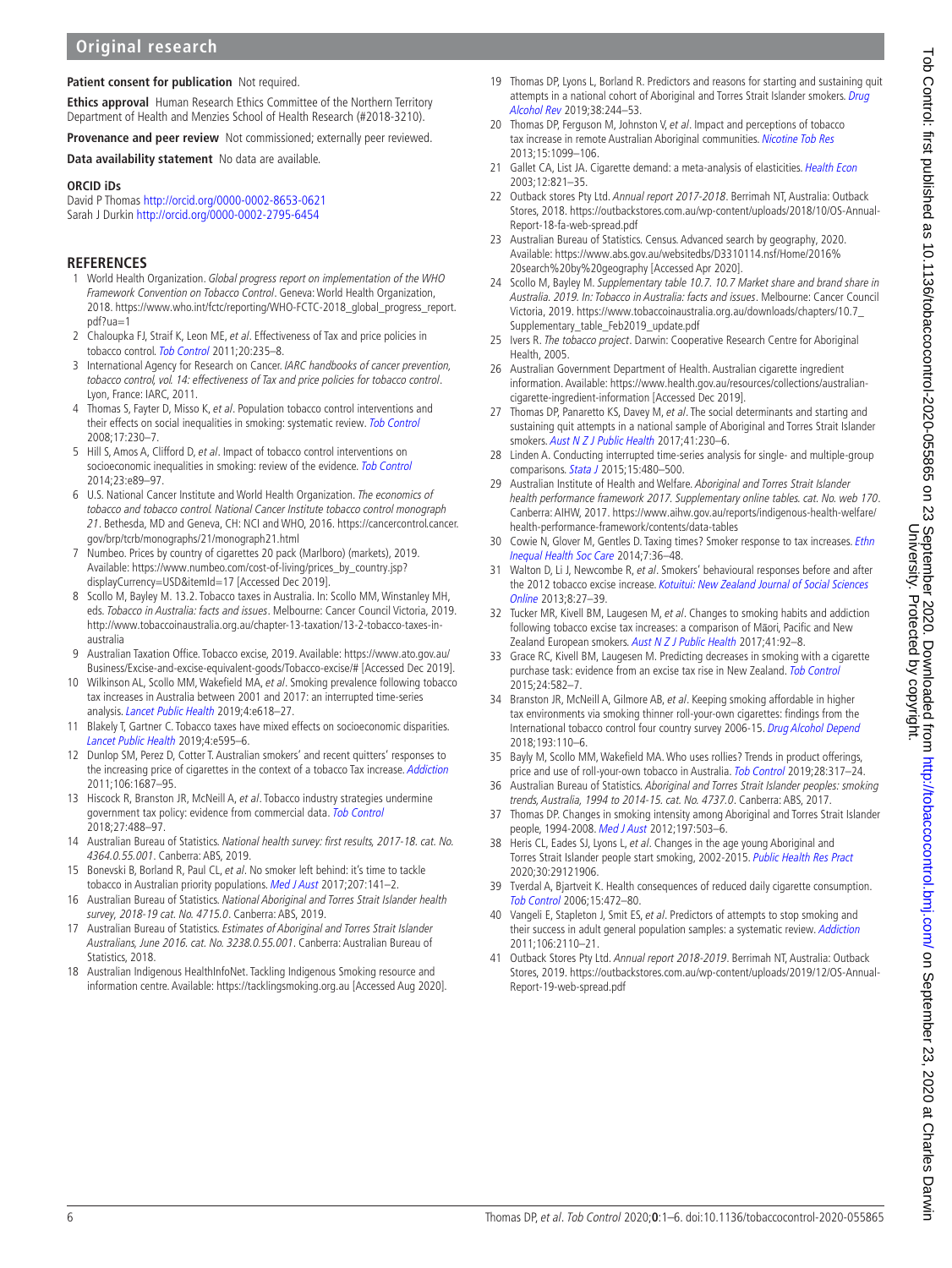**Patient consent for publication** Not required.

**Ethics approval** Human Research Ethics Committee of the Northern Territory Department of Health and Menzies School of Health Research (#2018-3210).

**Provenance and peer review** Not commissioned; externally peer reviewed.

**Data availability statement** No data are available.

### ORCID iDs

David P Thomas http://orcid.org/0000-0002-8653-0621
Sarah J Durkin http://orcid.org/0000-0002-2795-6454

## REFERENCES

1. World Health Organization. *Global progress report on implementation of the WHO Framework Convention on Tobacco Control*. Geneva: World Health Organization, 2018. https://www.who.int/fctc/reporting/WHO-FCTC-2018_global_progress_report.pdf?ua=1
2. Chaloupka FJ, Straif K, Leon ME, *et al*. Effectiveness of Tax and price policies in tobacco control. *Tob Control* 2011;20:235–8.
3. International Agency for Research on Cancer. *IARC handbooks of cancer prevention, tobacco control, vol. 14: effectiveness of Tax and price policies for tobacco control*. Lyon, France: IARC, 2011.
4. Thomas S, Fayter D, Misso K, *et al*. Population tobacco control interventions and their effects on social inequalities in smoking: systematic review. *Tob Control* 2008;17:230–7.
5. Hill S, Amos A, Clifford D, *et al*. Impact of tobacco control interventions on socioeconomic inequalities in smoking: review of the evidence. *Tob Control* 2014;23:e89–97.
6. U.S. National Cancer Institute and World Health Organization. *The economics of tobacco and tobacco control. National Cancer Institute tobacco control monograph 21*. Bethesda, MD and Geneva, CH: NCI and WHO, 2016. https://cancercontrol.cancer.gov/brp/tcrb/monographs/21/monograph21.html
7. Numbeo. Prices by country of cigarettes 20 pack (Marlboro) (markets), 2019. Available: https://www.numbeo.com/cost-of-living/prices_by_country.jsp?displayCurrency=USD&itemId=17 [Accessed Dec 2019].
8. Scollo M, Bayley M. 13.2. Tobacco taxes in Australia. In: Scollo MM, Winstanley MH, eds. *Tobacco in Australia: facts and issues*. Melbourne: Cancer Council Victoria, 2019. http://www.tobaccoinaustralia.org.au/chapter-13-taxation/13-2-tobacco-taxes-in-australia
9. Australian Taxation Office. Tobacco excise, 2019. Available: https://www.ato.gov.au/Business/Excise-and-excise-equivalent-goods/Tobacco-excise/# [Accessed Dec 2019].
10. Wilkinson AL, Scollo MM, Wakefield MA, *et al*. Smoking prevalence following tobacco tax increases in Australia between 2001 and 2017: an interrupted time-series analysis. *Lancet Public Health* 2019;4:e618–27.
11. Blakely T, Gartner C. Tobacco taxes have mixed effects on socioeconomic disparities. *Lancet Public Health* 2019;4:e595–6.
12. Dunlop SM, Perez D, Cotter T. Australian smokers' and recent quitters' responses to the increasing price of cigarettes in the context of a tobacco Tax increase. *Addiction* 2011;106:1687–95.
13. Hiscock R, Branston JR, McNeill A, *et al*. Tobacco industry strategies undermine government tax policy: evidence from commercial data. *Tob Control* 2018;27:488–97.
14. Australian Bureau of Statistics. *National health survey: first results, 2017-18. cat. No. 4364.0.55.001*. Canberra: ABS, 2019.
15. Bonevski B, Borland R, Paul CL, *et al*. No smoker left behind: it's time to tackle tobacco in Australian priority populations. *Med J Aust* 2017;207:141–2.
16. Australian Bureau of Statistics. *National Aboriginal and Torres Strait Islander health survey, 2018-19 cat. No. 4715.0*. Canberra: ABS, 2019.
17. Australian Bureau of Statistics. *Estimates of Aboriginal and Torres Strait Islander Australians, June 2016. cat. No. 3238.0.55.001*. Canberra: Australian Bureau of Statistics, 2018.
18. Australian Indigenous HealthInfoNet. Tackling Indigenous Smoking resource and information centre. Available: https://tacklingsmoking.org.au [Accessed Aug 2020].
19. Thomas DP, Lyons L, Borland R. Predictors and reasons for starting and sustaining quit attempts in a national cohort of Aboriginal and Torres Strait Islander smokers. *Drug Alcohol Rev* 2019;38:244–53.
20. Thomas DP, Ferguson M, Johnston V, *et al*. Impact and perceptions of tobacco tax increase in remote Australian Aboriginal communities. *Nicotine Tob Res* 2013;15:1099–106.
21. Gallet CA, List JA. Cigarette demand: a meta-analysis of elasticities. *Health Econ* 2003;12:821–35.
22. Outback stores Pty Ltd. *Annual report 2017-2018*. Berrimah NT, Australia: Outback Stores, 2018. https://outbackstores.com.au/wp-content/uploads/2018/10/OS-Annual-Report-18-fa-web-spread.pdf
23. Australian Bureau of Statistics. Census. Advanced search by geography, 2020. Available: https://www.abs.gov.au/websitedbs/D3310114.nsf/Home/2016%20search%20by%20geography [Accessed Apr 2020].
24. Scollo M, Bayley M. *Supplementary table 10.7. 10.7 Market share and brand share in Australia. 2019. In: Tobacco in Australia: facts and issues*. Melbourne: Cancer Council Victoria, 2019. https://www.tobaccoinaustralia.org.au/downloads/chapters/10.7_Supplementary_table_Feb2019_update.pdf
25. Ivers R. *The tobacco project*. Darwin: Cooperative Research Centre for Aboriginal Health, 2005.
26. Australian Government Department of Health. Australian cigarette ingredient information. Available: https://www.health.gov.au/resources/collections/australian-cigarette-ingredient-information [Accessed Dec 2019].
27. Thomas DP, Panaretto KS, Davey M, *et al*. The social determinants and starting and sustaining quit attempts in a national sample of Aboriginal and Torres Strait Islander smokers. *Aust N Z J Public Health* 2017;41:230–6.
28. Linden A. Conducting interrupted time-series analysis for single- and multiple-group comparisons. *Stata J* 2015;15:480–500.
29. Australian Institute of Health and Welfare. *Aboriginal and Torres Strait Islander health performance framework 2017. Supplementary online tables. cat. No. web 170*. Canberra: AIHW, 2017. https://www.aihw.gov.au/reports/indigenous-health-welfare/health-performance-framework/contents/data-tables
30. Cowie N, Glover M, Gentles D. Taxing times? Smoker response to tax increases. *Ethn Inequal Health Soc Care* 2014;7:36–48.
31. Walton D, Li J, Newcombe R, *et al*. Smokers' behavioural responses before and after the 2012 tobacco excise increase. *Kotuitui: New Zealand Journal of Social Sciences Online* 2013;8:27–39.
32. Tucker MR, Kivell BM, Laugesen M, *et al*. Changes to smoking habits and addiction following tobacco excise tax increases: a comparison of Māori, Pacific and New Zealand European smokers. *Aust N Z J Public Health* 2017;41:92–8.
33. Grace RC, Kivell BM, Laugesen M. Predicting decreases in smoking with a cigarette purchase task: evidence from an excise tax rise in New Zealand. *Tob Control* 2015;24:582–7.
34. Branston JR, McNeill A, Gilmore AB, *et al*. Keeping smoking affordable in higher tax environments via smoking thinner roll-your-own cigarettes: findings from the International tobacco control four country survey 2006-15. *Drug Alcohol Depend* 2018;193:110–6.
35. Bayly M, Scollo MM, Wakefield MA. Who uses rollies? Trends in product offerings, price and use of roll-your-own tobacco in Australia. *Tob Control* 2019;28:317–24.
36. Australian Bureau of Statistics. *Aboriginal and Torres Strait Islander peoples: smoking trends, Australia, 1994 to 2014-15. cat. No. 4737.0*. Canberra: ABS, 2017.
37. Thomas DP. Changes in smoking intensity among Aboriginal and Torres Strait Islander people, 1994-2008. *Med J Aust* 2012;197:503–6.
38. Heris CL, Eades SJ, Lyons L, *et al*. Changes in the age young Aboriginal and Torres Strait Islander people start smoking, 2002-2015. *Public Health Res Pract* 2020;30:29121906.
39. Tverdal A, Bjartveit K. Health consequences of reduced daily cigarette consumption. *Tob Control* 2006;15:472–80.
40. Vangeli E, Stapleton J, Smit ES, *et al*. Predictors of attempts to stop smoking and their success in adult general population samples: a systematic review. *Addiction* 2011;106:2110–21.
41. Outback Stores Pty Ltd. *Annual report 2018-2019*. Berrimah NT, Australia: Outback Stores, 2019. https://outbackstores.com.au/wp-content/uploads/2019/12/OS-Annual-Report-19-web-spread.pdf